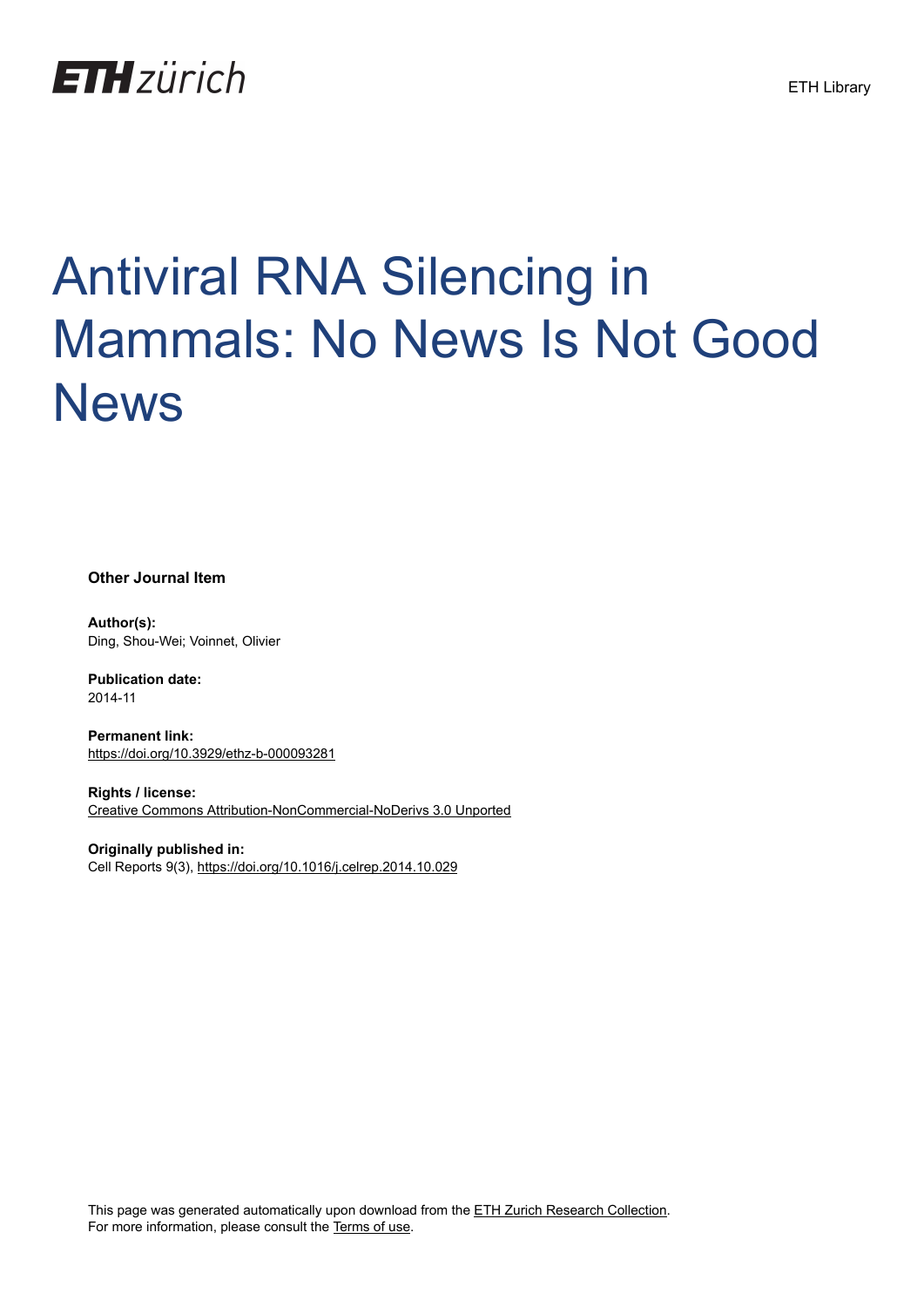ETH zürich

ETH Library

# Antiviral RNA Silencing in Mammals: No News Is Not Good News

**Other Journal Item**

**Author(s):**
Ding, Shou-Wei; Voinnet, Olivier

**Publication date:**
2014-11

**Permanent link:**
https://doi.org/10.3929/ethz-b-000093281

**Rights / license:**
Creative Commons Attribution-NonCommercial-NoDerivs 3.0 Unported

**Originally published in:**
Cell Reports 9(3), https://doi.org/10.1016/j.celrep.2014.10.029

This page was generated automatically upon download from the ETH Zurich Research Collection.
For more information, please consult the Terms of use.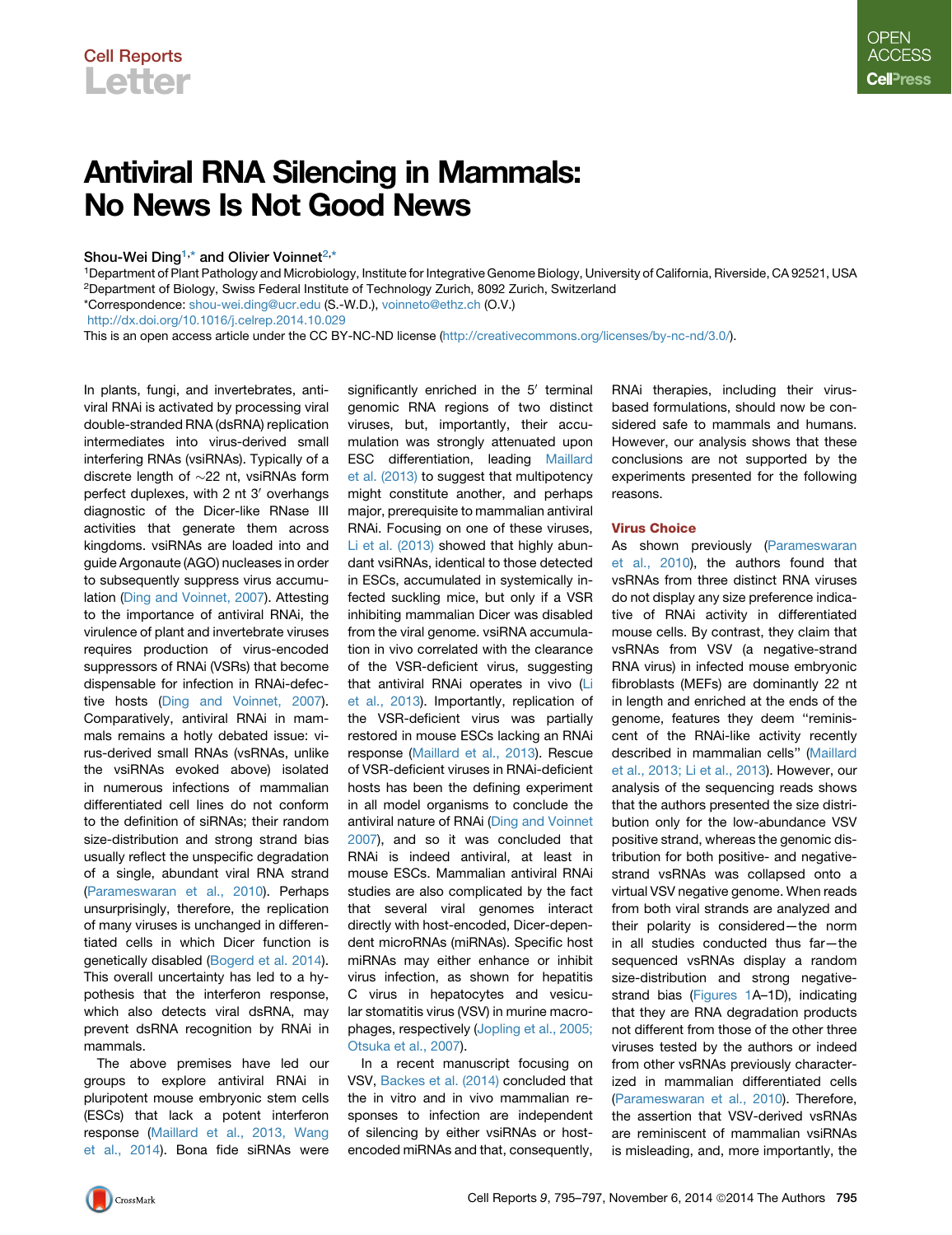Cell Reports
Letter

# Antiviral RNA Silencing in Mammals: No News Is Not Good News

Shou-Wei Ding[1,*] and Olivier Voinnet[2,*]

[1]Department of Plant Pathology and Microbiology, Institute for Integrative Genome Biology, University of California, Riverside, CA 92521, USA
[2]Department of Biology, Swiss Federal Institute of Technology Zurich, 8092 Zurich, Switzerland
*Correspondence: shou-wei.ding@ucr.edu (S.-W.D.), voinneto@ethz.ch (O.V.)
http://dx.doi.org/10.1016/j.celrep.2014.10.029
This is an open access article under the CC BY-NC-ND license (http://creativecommons.org/licenses/by-nc-nd/3.0/).

In plants, fungi, and invertebrates, antiviral RNAi is activated by processing viral double-stranded RNA (dsRNA) replication intermediates into virus-derived small interfering RNAs (vsiRNAs). Typically of a discrete length of ~22 nt, vsiRNAs form perfect duplexes, with 2 nt 3′ overhangs diagnostic of the Dicer-like RNase III activities that generate them across kingdoms. vsiRNAs are loaded into and guide Argonaute (AGO) nucleases in order to subsequently suppress virus accumulation (Ding and Voinnet, 2007). Attesting to the importance of antiviral RNAi, the virulence of plant and invertebrate viruses requires production of virus-encoded suppressors of RNAi (VSRs) that become dispensable for infection in RNAi-defective hosts (Ding and Voinnet, 2007). Comparatively, antiviral RNAi in mammals remains a hotly debated issue: virus-derived small RNAs (vsRNAs, unlike the vsiRNAs evoked above) isolated in numerous infections of mammalian differentiated cell lines do not conform to the definition of siRNAs; their random size-distribution and strong strand bias usually reflect the unspecific degradation of a single, abundant viral RNA strand (Parameswaran et al., 2010). Perhaps unsurprisingly, therefore, the replication of many viruses is unchanged in differentiated cells in which Dicer function is genetically disabled (Bogerd et al. 2014). This overall uncertainty has led to a hypothesis that the interferon response, which also detects viral dsRNA, may prevent dsRNA recognition by RNAi in mammals.

The above premises have led our groups to explore antiviral RNAi in pluripotent mouse embryonic stem cells (ESCs) that lack a potent interferon response (Maillard et al., 2013, Wang et al., 2014). Bona fide siRNAs were significantly enriched in the 5′ terminal genomic RNA regions of two distinct viruses, but, importantly, their accumulation was strongly attenuated upon ESC differentiation, leading Maillard et al. (2013) to suggest that multipotency might constitute another, and perhaps major, prerequisite to mammalian antiviral RNAi. Focusing on one of these viruses, Li et al. (2013) showed that highly abundant vsiRNAs, identical to those detected in ESCs, accumulated in systemically infected suckling mice, but only if a VSR inhibiting mammalian Dicer was disabled from the viral genome. vsiRNA accumulation in vivo correlated with the clearance of the VSR-deficient virus, suggesting that antiviral RNAi operates in vivo (Li et al., 2013). Importantly, replication of the VSR-deficient virus was partially restored in mouse ESCs lacking an RNAi response (Maillard et al., 2013). Rescue of VSR-deficient viruses in RNAi-deficient hosts has been the defining experiment in all model organisms to conclude the antiviral nature of RNAi (Ding and Voinnet 2007), and so it was concluded that RNAi is indeed antiviral, at least in mouse ESCs. Mammalian antiviral RNAi studies are also complicated by the fact that several viral genomes interact directly with host-encoded, Dicer-dependent microRNAs (miRNAs). Specific host miRNAs may either enhance or inhibit virus infection, as shown for hepatitis C virus in hepatocytes and vesicular stomatitis virus (VSV) in murine macrophages, respectively (Jopling et al., 2005; Otsuka et al., 2007).

In a recent manuscript focusing on VSV, Backes et al. (2014) concluded that the in vitro and in vivo mammalian responses to infection are independent of silencing by either vsiRNAs or host-encoded miRNAs and that, consequently, RNAi therapies, including their virus-based formulations, should now be considered safe to mammals and humans. However, our analysis shows that these conclusions are not supported by the experiments presented for the following reasons.

## Virus Choice

As shown previously (Parameswaran et al., 2010), the authors found that vsRNAs from three distinct RNA viruses do not display any size preference indicative of RNAi activity in differentiated mouse cells. By contrast, they claim that vsRNAs from VSV (a negative-strand RNA virus) in infected mouse embryonic fibroblasts (MEFs) are dominantly 22 nt in length and enriched at the ends of the genome, features they deem "reminiscent of the RNAi-like activity recently described in mammalian cells" (Maillard et al., 2013; Li et al., 2013). However, our analysis of the sequencing reads shows that the authors presented the size distribution only for the low-abundance VSV positive strand, whereas the genomic distribution for both positive- and negative-strand vsRNAs was collapsed onto a virtual VSV negative genome. When reads from both viral strands are analyzed and their polarity is considered—the norm in all studies conducted thus far—the sequenced vsRNAs display a random size-distribution and strong negative-strand bias (Figures 1A–1D), indicating that they are RNA degradation products not different from those of the other three viruses tested by the authors or indeed from other vsRNAs previously characterized in mammalian differentiated cells (Parameswaran et al., 2010). Therefore, the assertion that VSV-derived vsRNAs are reminiscent of mammalian vsiRNAs is misleading, and, more importantly, the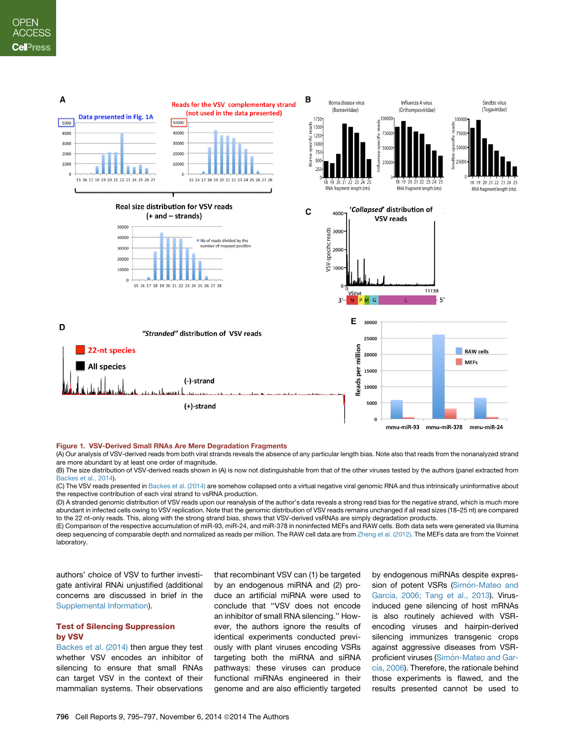Figure 1. VSV-Derived Small RNAs Are Mere Degradation Fragments

(A) Our analysis of VSV-derived reads from both viral strands reveals the absence of any particular length bias. Note also that reads from the nonanalyzed strand are more abundant by at least one order of magnitude.

(B) The size distribution of VSV-derived reads shown in (A) is now not distinguishable from that of the other viruses tested by the authors (panel extracted from Backes et al., 2014).

(C) The VSV reads presented in Backes et al. (2014) are somehow collapsed onto a virtual negative viral genomic RNA and thus intrinsically uninformative about the respective contribution of each viral strand to vsRNA production.

(D) A stranded genomic distribution of VSV reads upon our reanalysis of the author's data reveals a strong read bias for the negative strand, which is much more abundant in infected cells owing to VSV replication. Note that the genomic distribution of VSV reads remains unchanged if all read sizes (18–25 nt) are compared to the 22 nt-only reads. This, along with the strong strand bias, shows that VSV-derived vsRNAs are simply degradation products.

(E) Comparison of the respective accumulation of miR-93, miR-24, and miR-378 in noninfected MEFs and RAW cells. Both data sets were generated via Illumina deep sequencing of comparable depth and normalized as reads per million. The RAW cell data are from Zheng et al. (2012). The MEFs data are from the Voinnet laboratory.

authors' choice of VSV to further investigate antiviral RNAi unjustified (additional concerns are discussed in brief in the Supplemental Information).

### Test of Silencing Suppression by VSV

Backes et al. (2014) then argue they test whether VSV encodes an inhibitor of silencing to ensure that small RNAs can target VSV in the context of their mammalian systems. Their observations that recombinant VSV can (1) be targeted by an endogenous miRNA and (2) produce an artificial miRNA were used to conclude that "VSV does not encode an inhibitor of small RNA silencing." However, the authors ignore the results of identical experiments conducted previously with plant viruses encoding VSRs targeting both the miRNA and siRNA pathways: these viruses can produce functional miRNAs engineered in their genome and are also efficiently targeted by endogenous miRNAs despite expression of potent VSRs (Simón-Mateo and García, 2006; Tang et al., 2013). Virus-induced gene silencing of host mRNAs is also routinely achieved with VSR-encoding viruses and hairpin-derived silencing immunizes transgenic crops against aggressive diseases from VSR-proficient viruses (Simón-Mateo and García, 2006). Therefore, the rationale behind those experiments is flawed, and the results presented cannot be used to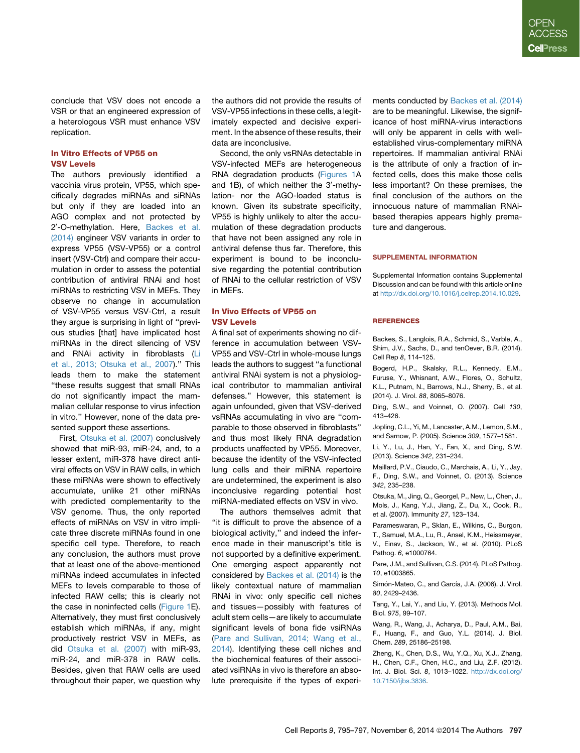conclude that VSV does not encode a VSR or that an engineered expression of a heterologous VSR must enhance VSV replication.

## In Vitro Effects of VP55 on VSV Levels

The authors previously identified a vaccinia virus protein, VP55, which specifically degrades miRNAs and siRNAs but only if they are loaded into an AGO complex and not protected by 2′-O-methylation. Here, Backes et al. (2014) engineer VSV variants in order to express VP55 (VSV-VP55) or a control insert (VSV-Ctrl) and compare their accumulation in order to assess the potential contribution of antiviral RNAi and host miRNAs to restricting VSV in MEFs. They observe no change in accumulation of VSV-VP55 versus VSV-Ctrl, a result they argue is surprising in light of "previous studies [that] have implicated host miRNAs in the direct silencing of VSV and RNAi activity in fibroblasts (Li et al., 2013; Otsuka et al., 2007)." This leads them to make the statement "these results suggest that small RNAs do not significantly impact the mammalian cellular response to virus infection in vitro." However, none of the data presented support these assertions.

First, Otsuka et al. (2007) conclusively showed that miR-93, miR-24, and, to a lesser extent, miR-378 have direct antiviral effects on VSV in RAW cells, in which these miRNAs were shown to effectively accumulate, unlike 21 other miRNAs with predicted complementarity to the VSV genome. Thus, the only reported effects of miRNAs on VSV in vitro implicate three discrete miRNAs found in one specific cell type. Therefore, to reach any conclusion, the authors must prove that at least one of the above-mentioned miRNAs indeed accumulates in infected MEFs to levels comparable to those of infected RAW cells; this is clearly not the case in noninfected cells (Figure 1E). Alternatively, they must first conclusively establish which miRNAs, if any, might productively restrict VSV in MEFs, as did Otsuka et al. (2007) with miR-93, miR-24, and miR-378 in RAW cells. Besides, given that RAW cells are used throughout their paper, we question why the authors did not provide the results of VSV-VP55 infections in these cells, a legitimately expected and decisive experiment. In the absence of these results, their data are inconclusive.

Second, the only vsRNAs detectable in VSV-infected MEFs are heterogeneous RNA degradation products (Figures 1A and 1B), of which neither the 3′-methylation- nor the AGO-loaded status is known. Given its substrate specificity, VP55 is highly unlikely to alter the accumulation of these degradation products that have not been assigned any role in antiviral defense thus far. Therefore, this experiment is bound to be inconclusive regarding the potential contribution of RNAi to the cellular restriction of VSV in MEFs.

## In Vivo Effects of VP55 on VSV Levels

A final set of experiments showing no difference in accumulation between VSV-VP55 and VSV-Ctrl in whole-mouse lungs leads the authors to suggest "a functional antiviral RNAi system is not a physiological contributor to mammalian antiviral defenses." However, this statement is again unfounded, given that VSV-derived vsRNAs accumulating in vivo are "comparable to those observed in fibroblasts" and thus most likely RNA degradation products unaffected by VP55. Moreover, because the identity of the VSV-infected lung cells and their miRNA repertoire are undetermined, the experiment is also inconclusive regarding potential host miRNA-mediated effects on VSV in vivo.

The authors themselves admit that "it is difficult to prove the absence of a biological activity," and indeed the inference made in their manuscript's title is not supported by a definitive experiment. One emerging aspect apparently not considered by Backes et al. (2014) is the likely contextual nature of mammalian RNAi in vivo: only specific cell niches and tissues—possibly with features of adult stem cells—are likely to accumulate significant levels of bona fide vsiRNAs (Pare and Sullivan, 2014; Wang et al., 2014). Identifying these cell niches and the biochemical features of their associated vsiRNAs in vivo is therefore an absolute prerequisite if the types of experiments conducted by Backes et al. (2014) are to be meaningful. Likewise, the significance of host miRNA-virus interactions will only be apparent in cells with well-established virus-complementary miRNA repertoires. If mammalian antiviral RNAi is the attribute of only a fraction of infected cells, does this make those cells less important? On these premises, the final conclusion of the authors on the innocuous nature of mammalian RNAi-based therapies appears highly premature and dangerous.

## SUPPLEMENTAL INFORMATION

Supplemental Information contains Supplemental Discussion and can be found with this article online at http://dx.doi.org/10.1016/j.celrep.2014.10.029.

## REFERENCES

Backes, S., Langlois, R.A., Schmid, S., Varble, A., Shim, J.V., Sachs, D., and tenOever, B.R. (2014). Cell Rep *8*, 114–125.

Bogerd, H.P., Skalsky, R.L., Kennedy, E.M., Furuse, Y., Whisnant, A.W., Flores, O., Schultz, K.L., Putnam, N., Barrows, N.J., Sherry, B., et al. (2014). J. Virol. *88*, 8065–8076.

Ding, S.W., and Voinnet, O. (2007). Cell *130*, 413–426.

Jopling, C.L., Yi, M., Lancaster, A.M., Lemon, S.M., and Sarnow, P. (2005). Science *309*, 1577–1581.

Li, Y., Lu, J., Han, Y., Fan, X., and Ding, S.W. (2013). Science *342*, 231–234.

Maillard, P.V., Ciaudo, C., Marchais, A., Li, Y., Jay, F., Ding, S.W., and Voinnet, O. (2013). Science *342*, 235–238.

Otsuka, M., Jing, Q., Georgel, P., New, L., Chen, J., Mols, J., Kang, Y.J., Jiang, Z., Du, X., Cook, R., et al. (2007). Immunity *27*, 123–134.

Parameswaran, P., Sklan, E., Wilkins, C., Burgon, T., Samuel, M.A., Lu, R., Ansel, K.M., Heissmeyer, V., Einav, S., Jackson, W., et al. (2010). PLoS Pathog. *6*, e1000764.

Pare, J.M., and Sullivan, C.S. (2014). PLoS Pathog. *10*, e1003865.

Simón-Mateo, C., and García, J.A. (2006). J. Virol. *80*, 2429–2436.

Tang, Y., Lai, Y., and Liu, Y. (2013). Methods Mol. Biol. *975*, 99–107.

Wang, R., Wang, J., Acharya, D., Paul, A.M., Bai, F., Huang, F., and Guo, Y.L. (2014). J. Biol. Chem. *289*, 25186–25198.

Zheng, K., Chen, D.S., Wu, Y.Q., Xu, X.J., Zhang, H., Chen, C.F., Chen, H.C., and Liu, Z.F. (2012). Int. J. Biol. Sci. *8*, 1013–1022. http://dx.doi.org/10.7150/ijbs.3836.